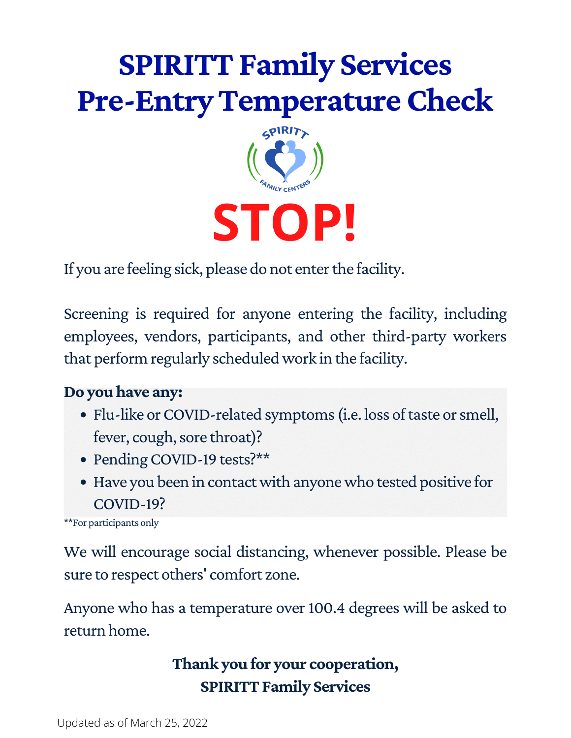# SPIRITT Family Services
# Pre-Entry Temperature Check

# STOP!

If you are feeling sick, please do not enter the facility.

Screening is required for anyone entering the facility, including employees, vendors, participants, and other third-party workers that perform regularly scheduled work in the facility.

**Do you have any:**

- Flu-like or COVID-related symptoms (i.e. loss of taste or smell, fever, cough, sore throat)?
- Pending COVID-19 tests?**
- Have you been in contact with anyone who tested positive for COVID-19?

**For participants only

We will encourage social distancing, whenever possible. Please be sure to respect others' comfort zone.

Anyone who has a temperature over 100.4 degrees will be asked to return home.

**Thank you for your cooperation,**
**SPIRITT Family Services**

Updated as of March 25, 2022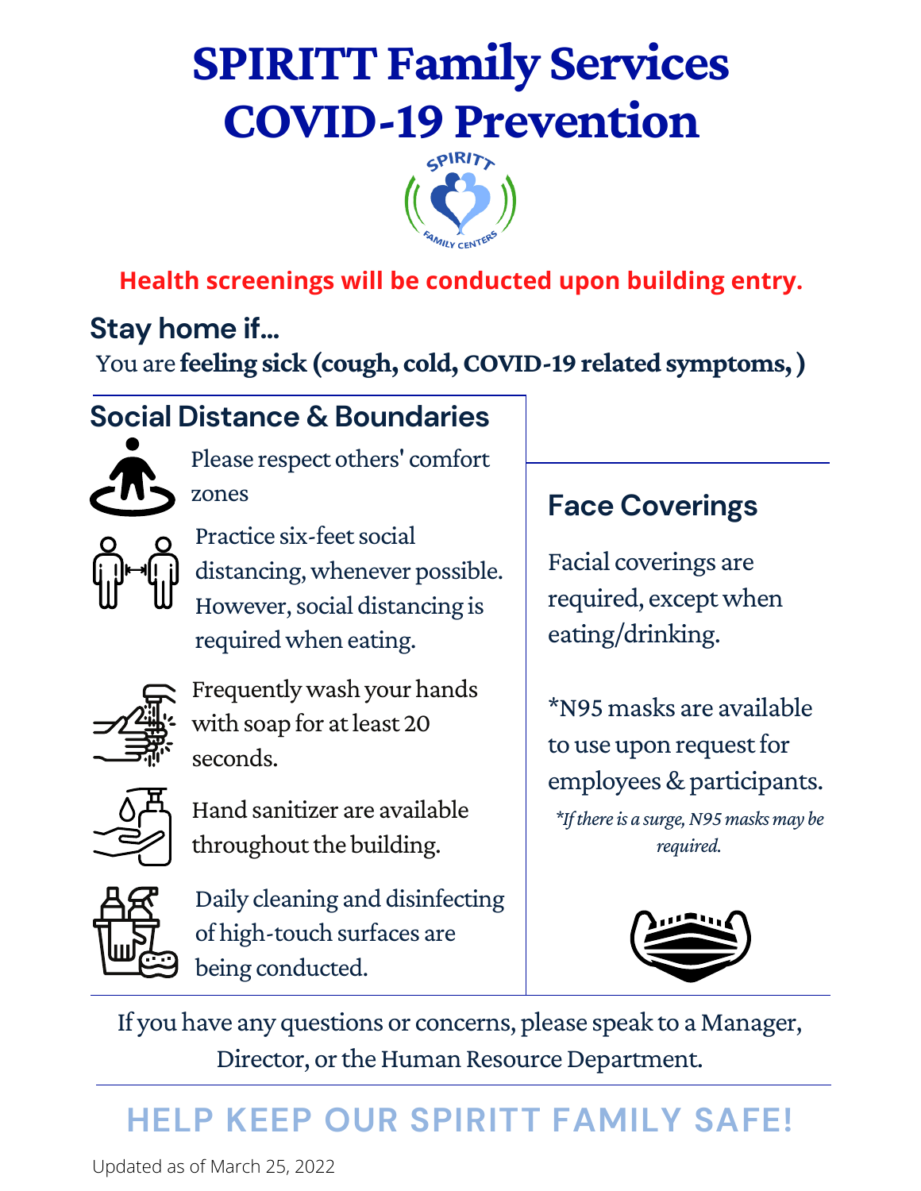# SPIRITT Family Services COVID-19 Prevention

**Health screenings will be conducted upon building entry.**

## Stay home if...

You are **feeling sick (cough, cold, COVID-19 related symptoms, )**

## Social Distance & Boundaries

Please respect others' comfort zones

Practice six-feet social distancing, whenever possible. However, social distancing is required when eating.

Frequently wash your hands with soap for at least 20 seconds.

Hand sanitizer are available throughout the building.

Daily cleaning and disinfecting of high-touch surfaces are being conducted.

## Face Coverings

Facial coverings are required, except when eating/drinking.

*N95 masks are available to use upon request for employees & participants.

*\*If there is a surge, N95 masks may be required.*

If you have any questions or concerns, please speak to a Manager, Director, or the Human Resource Department.

## HELP KEEP OUR SPIRITT FAMILY SAFE!

Updated as of March 25, 2022